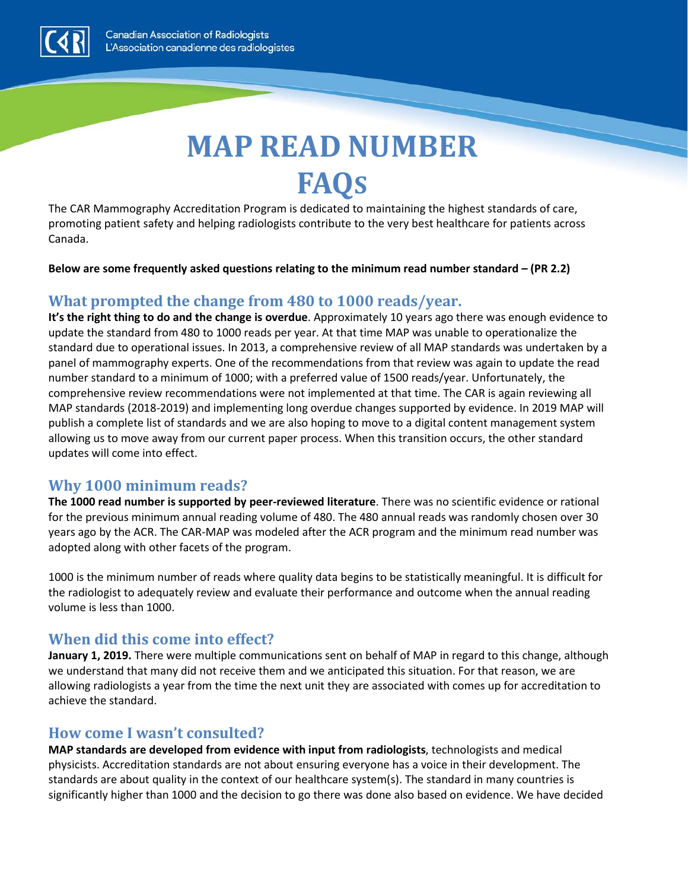Canadian Association of Radiologists
L'Association canadienne des radiologistes

# MAP READ NUMBER FAQs

The CAR Mammography Accreditation Program is dedicated to maintaining the highest standards of care, promoting patient safety and helping radiologists contribute to the very best healthcare for patients across Canada.

**Below are some frequently asked questions relating to the minimum read number standard – (PR 2.2)**

## What prompted the change from 480 to 1000 reads/year.

**It's the right thing to do and the change is overdue**. Approximately 10 years ago there was enough evidence to update the standard from 480 to 1000 reads per year. At that time MAP was unable to operationalize the standard due to operational issues. In 2013, a comprehensive review of all MAP standards was undertaken by a panel of mammography experts. One of the recommendations from that review was again to update the read number standard to a minimum of 1000; with a preferred value of 1500 reads/year. Unfortunately, the comprehensive review recommendations were not implemented at that time. The CAR is again reviewing all MAP standards (2018-2019) and implementing long overdue changes supported by evidence. In 2019 MAP will publish a complete list of standards and we are also hoping to move to a digital content management system allowing us to move away from our current paper process. When this transition occurs, the other standard updates will come into effect.

## Why 1000 minimum reads?

**The 1000 read number is supported by peer-reviewed literature**. There was no scientific evidence or rational for the previous minimum annual reading volume of 480. The 480 annual reads was randomly chosen over 30 years ago by the ACR. The CAR-MAP was modeled after the ACR program and the minimum read number was adopted along with other facets of the program.

1000 is the minimum number of reads where quality data begins to be statistically meaningful. It is difficult for the radiologist to adequately review and evaluate their performance and outcome when the annual reading volume is less than 1000.

## When did this come into effect?

**January 1, 2019.** There were multiple communications sent on behalf of MAP in regard to this change, although we understand that many did not receive them and we anticipated this situation. For that reason, we are allowing radiologists a year from the time the next unit they are associated with comes up for accreditation to achieve the standard.

## How come I wasn't consulted?

**MAP standards are developed from evidence with input from radiologists**, technologists and medical physicists. Accreditation standards are not about ensuring everyone has a voice in their development. The standards are about quality in the context of our healthcare system(s). The standard in many countries is significantly higher than 1000 and the decision to go there was done also based on evidence. We have decided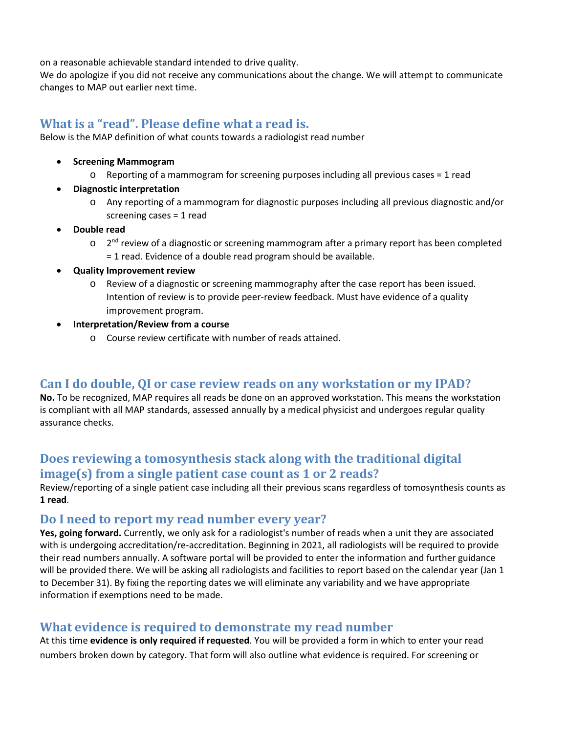on a reasonable achievable standard intended to drive quality.
We do apologize if you did not receive any communications about the change. We will attempt to communicate changes to MAP out earlier next time.

## What is a "read". Please define what a read is.

Below is the MAP definition of what counts towards a radiologist read number

- **Screening Mammogram**
  - Reporting of a mammogram for screening purposes including all previous cases = 1 read
- **Diagnostic interpretation**
  - Any reporting of a mammogram for diagnostic purposes including all previous diagnostic and/or screening cases = 1 read
- **Double read**
  - 2nd review of a diagnostic or screening mammogram after a primary report has been completed = 1 read. Evidence of a double read program should be available.
- **Quality Improvement review**
  - Review of a diagnostic or screening mammography after the case report has been issued. Intention of review is to provide peer-review feedback. Must have evidence of a quality improvement program.
- **Interpretation/Review from a course**
  - Course review certificate with number of reads attained.

## Can I do double, QI or case review reads on any workstation or my IPAD?

**No.** To be recognized, MAP requires all reads be done on an approved workstation. This means the workstation is compliant with all MAP standards, assessed annually by a medical physicist and undergoes regular quality assurance checks.

## Does reviewing a tomosynthesis stack along with the traditional digital image(s) from a single patient case count as 1 or 2 reads?

Review/reporting of a single patient case including all their previous scans regardless of tomosynthesis counts as **1 read**.

## Do I need to report my read number every year?

**Yes, going forward.** Currently, we only ask for a radiologist's number of reads when a unit they are associated with is undergoing accreditation/re-accreditation. Beginning in 2021, all radiologists will be required to provide their read numbers annually. A software portal will be provided to enter the information and further guidance will be provided there. We will be asking all radiologists and facilities to report based on the calendar year (Jan 1 to December 31). By fixing the reporting dates we will eliminate any variability and we have appropriate information if exemptions need to be made.

## What evidence is required to demonstrate my read number

At this time **evidence is only required if requested**. You will be provided a form in which to enter your read numbers broken down by category. That form will also outline what evidence is required. For screening or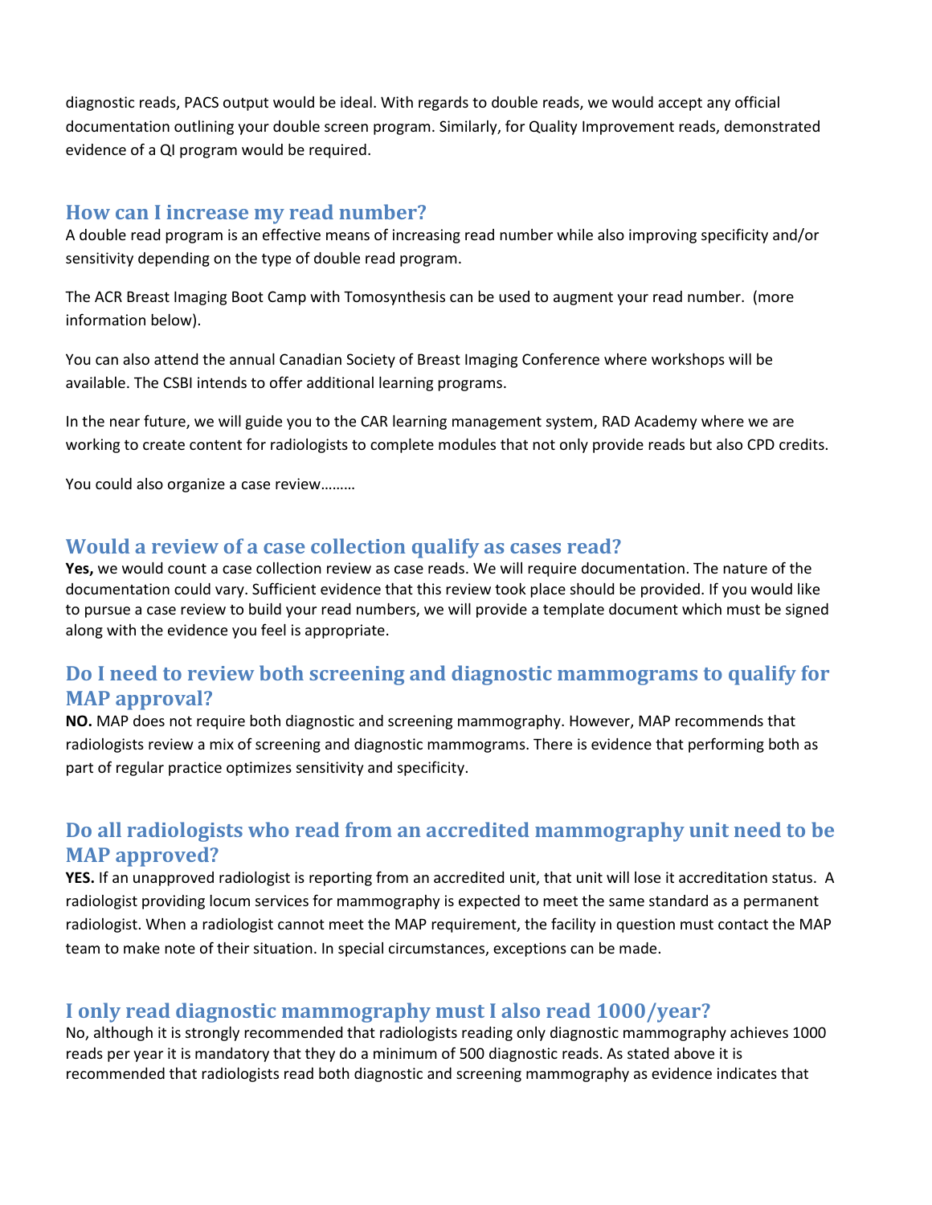diagnostic reads, PACS output would be ideal. With regards to double reads, we would accept any official documentation outlining your double screen program. Similarly, for Quality Improvement reads, demonstrated evidence of a QI program would be required.

## How can I increase my read number?

A double read program is an effective means of increasing read number while also improving specificity and/or sensitivity depending on the type of double read program.

The ACR Breast Imaging Boot Camp with Tomosynthesis can be used to augment your read number. (more information below).

You can also attend the annual Canadian Society of Breast Imaging Conference where workshops will be available. The CSBI intends to offer additional learning programs.

In the near future, we will guide you to the CAR learning management system, RAD Academy where we are working to create content for radiologists to complete modules that not only provide reads but also CPD credits.

You could also organize a case review………

## Would a review of a case collection qualify as cases read?

**Yes,** we would count a case collection review as case reads. We will require documentation. The nature of the documentation could vary. Sufficient evidence that this review took place should be provided. If you would like to pursue a case review to build your read numbers, we will provide a template document which must be signed along with the evidence you feel is appropriate.

## Do I need to review both screening and diagnostic mammograms to qualify for MAP approval?

**NO.** MAP does not require both diagnostic and screening mammography. However, MAP recommends that radiologists review a mix of screening and diagnostic mammograms. There is evidence that performing both as part of regular practice optimizes sensitivity and specificity.

## Do all radiologists who read from an accredited mammography unit need to be MAP approved?

**YES.** If an unapproved radiologist is reporting from an accredited unit, that unit will lose it accreditation status. A radiologist providing locum services for mammography is expected to meet the same standard as a permanent radiologist. When a radiologist cannot meet the MAP requirement, the facility in question must contact the MAP team to make note of their situation. In special circumstances, exceptions can be made.

## I only read diagnostic mammography must I also read 1000/year?

No, although it is strongly recommended that radiologists reading only diagnostic mammography achieves 1000 reads per year it is mandatory that they do a minimum of 500 diagnostic reads. As stated above it is recommended that radiologists read both diagnostic and screening mammography as evidence indicates that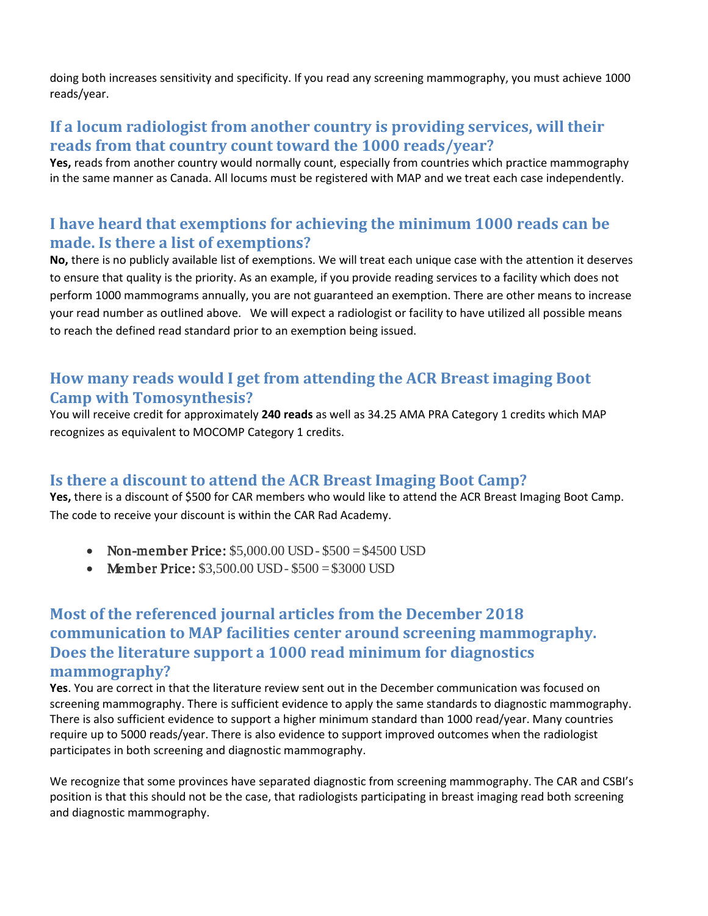doing both increases sensitivity and specificity. If you read any screening mammography, you must achieve 1000 reads/year.

## If a locum radiologist from another country is providing services, will their reads from that country count toward the 1000 reads/year?

**Yes,** reads from another country would normally count, especially from countries which practice mammography in the same manner as Canada. All locums must be registered with MAP and we treat each case independently.

## I have heard that exemptions for achieving the minimum 1000 reads can be made. Is there a list of exemptions?

**No,** there is no publicly available list of exemptions. We will treat each unique case with the attention it deserves to ensure that quality is the priority. As an example, if you provide reading services to a facility which does not perform 1000 mammograms annually, you are not guaranteed an exemption. There are other means to increase your read number as outlined above. We will expect a radiologist or facility to have utilized all possible means to reach the defined read standard prior to an exemption being issued.

## How many reads would I get from attending the ACR Breast imaging Boot Camp with Tomosynthesis?

You will receive credit for approximately **240 reads** as well as 34.25 AMA PRA Category 1 credits which MAP recognizes as equivalent to MOCOMP Category 1 credits.

## Is there a discount to attend the ACR Breast Imaging Boot Camp?

**Yes,** there is a discount of $500 for CAR members who would like to attend the ACR Breast Imaging Boot Camp. The code to receive your discount is within the CAR Rad Academy.

- **Non-member Price:** $5,000.00 USD - $500 = $4500 USD
- **Member Price:** $3,500.00 USD - $500 = $3000 USD

## Most of the referenced journal articles from the December 2018 communication to MAP facilities center around screening mammography. Does the literature support a 1000 read minimum for diagnostics mammography?

**Yes**. You are correct in that the literature review sent out in the December communication was focused on screening mammography. There is sufficient evidence to apply the same standards to diagnostic mammography. There is also sufficient evidence to support a higher minimum standard than 1000 read/year. Many countries require up to 5000 reads/year. There is also evidence to support improved outcomes when the radiologist participates in both screening and diagnostic mammography.

We recognize that some provinces have separated diagnostic from screening mammography. The CAR and CSBI's position is that this should not be the case, that radiologists participating in breast imaging read both screening and diagnostic mammography.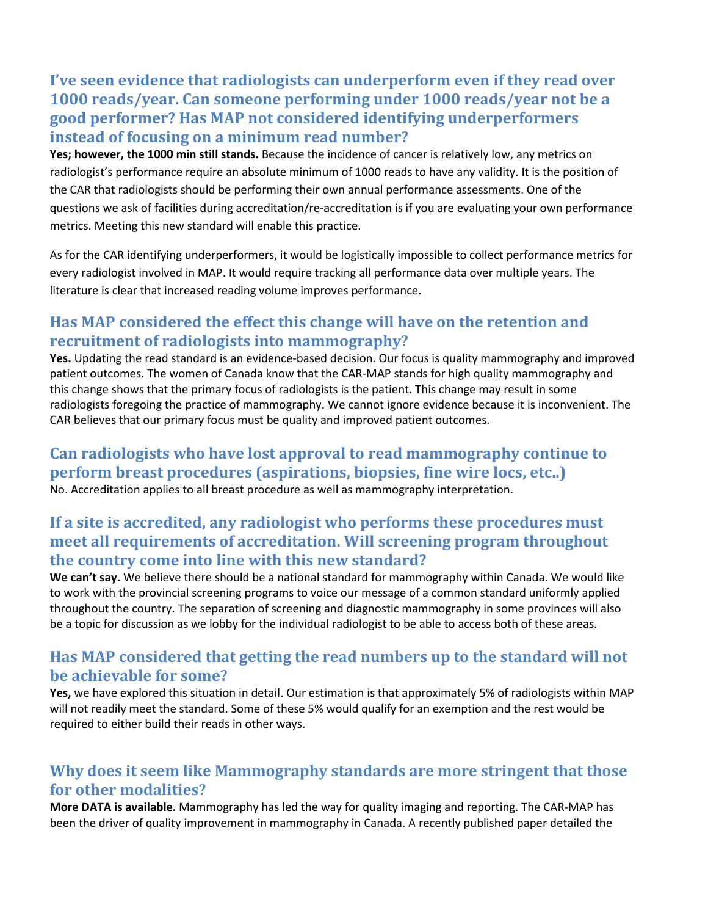## I've seen evidence that radiologists can underperform even if they read over 1000 reads/year. Can someone performing under 1000 reads/year not be a good performer? Has MAP not considered identifying underperformers instead of focusing on a minimum read number?

**Yes; however, the 1000 min still stands.** Because the incidence of cancer is relatively low, any metrics on radiologist's performance require an absolute minimum of 1000 reads to have any validity. It is the position of the CAR that radiologists should be performing their own annual performance assessments. One of the questions we ask of facilities during accreditation/re-accreditation is if you are evaluating your own performance metrics. Meeting this new standard will enable this practice.

As for the CAR identifying underperformers, it would be logistically impossible to collect performance metrics for every radiologist involved in MAP. It would require tracking all performance data over multiple years. The literature is clear that increased reading volume improves performance.

## Has MAP considered the effect this change will have on the retention and recruitment of radiologists into mammography?

**Yes.** Updating the read standard is an evidence-based decision. Our focus is quality mammography and improved patient outcomes. The women of Canada know that the CAR-MAP stands for high quality mammography and this change shows that the primary focus of radiologists is the patient. This change may result in some radiologists foregoing the practice of mammography. We cannot ignore evidence because it is inconvenient. The CAR believes that our primary focus must be quality and improved patient outcomes.

## Can radiologists who have lost approval to read mammography continue to perform breast procedures (aspirations, biopsies, fine wire locs, etc..)

No. Accreditation applies to all breast procedure as well as mammography interpretation.

## If a site is accredited, any radiologist who performs these procedures must meet all requirements of accreditation. Will screening program throughout the country come into line with this new standard?

**We can't say.** We believe there should be a national standard for mammography within Canada. We would like to work with the provincial screening programs to voice our message of a common standard uniformly applied throughout the country. The separation of screening and diagnostic mammography in some provinces will also be a topic for discussion as we lobby for the individual radiologist to be able to access both of these areas.

## Has MAP considered that getting the read numbers up to the standard will not be achievable for some?

**Yes,** we have explored this situation in detail. Our estimation is that approximately 5% of radiologists within MAP will not readily meet the standard. Some of these 5% would qualify for an exemption and the rest would be required to either build their reads in other ways.

## Why does it seem like Mammography standards are more stringent that those for other modalities?

**More DATA is available.** Mammography has led the way for quality imaging and reporting. The CAR-MAP has been the driver of quality improvement in mammography in Canada. A recently published paper detailed the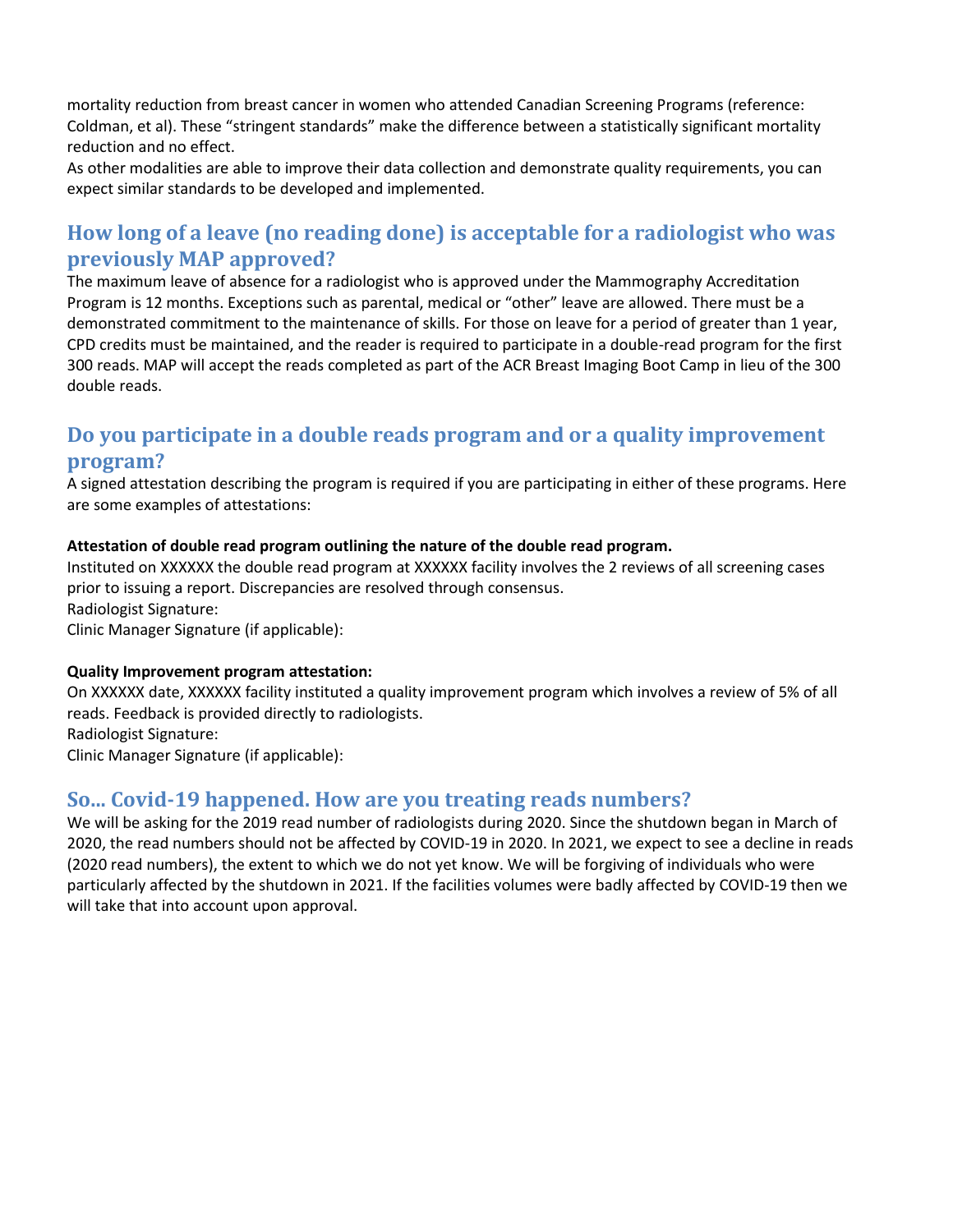mortality reduction from breast cancer in women who attended Canadian Screening Programs (reference: Coldman, et al). These "stringent standards" make the difference between a statistically significant mortality reduction and no effect.

As other modalities are able to improve their data collection and demonstrate quality requirements, you can expect similar standards to be developed and implemented.

## How long of a leave (no reading done) is acceptable for a radiologist who was previously MAP approved?

The maximum leave of absence for a radiologist who is approved under the Mammography Accreditation Program is 12 months. Exceptions such as parental, medical or "other" leave are allowed. There must be a demonstrated commitment to the maintenance of skills. For those on leave for a period of greater than 1 year, CPD credits must be maintained, and the reader is required to participate in a double-read program for the first 300 reads. MAP will accept the reads completed as part of the ACR Breast Imaging Boot Camp in lieu of the 300 double reads.

## Do you participate in a double reads program and or a quality improvement program?

A signed attestation describing the program is required if you are participating in either of these programs. Here are some examples of attestations:

**Attestation of double read program outlining the nature of the double read program.**

Instituted on XXXXXX the double read program at XXXXXX facility involves the 2 reviews of all screening cases prior to issuing a report. Discrepancies are resolved through consensus.

Radiologist Signature:

Clinic Manager Signature (if applicable):

**Quality Improvement program attestation:**

On XXXXXX date, XXXXXX facility instituted a quality improvement program which involves a review of 5% of all reads. Feedback is provided directly to radiologists.

Radiologist Signature:

Clinic Manager Signature (if applicable):

## So... Covid-19 happened. How are you treating reads numbers?

We will be asking for the 2019 read number of radiologists during 2020. Since the shutdown began in March of 2020, the read numbers should not be affected by COVID-19 in 2020. In 2021, we expect to see a decline in reads (2020 read numbers), the extent to which we do not yet know. We will be forgiving of individuals who were particularly affected by the shutdown in 2021. If the facilities volumes were badly affected by COVID-19 then we will take that into account upon approval.